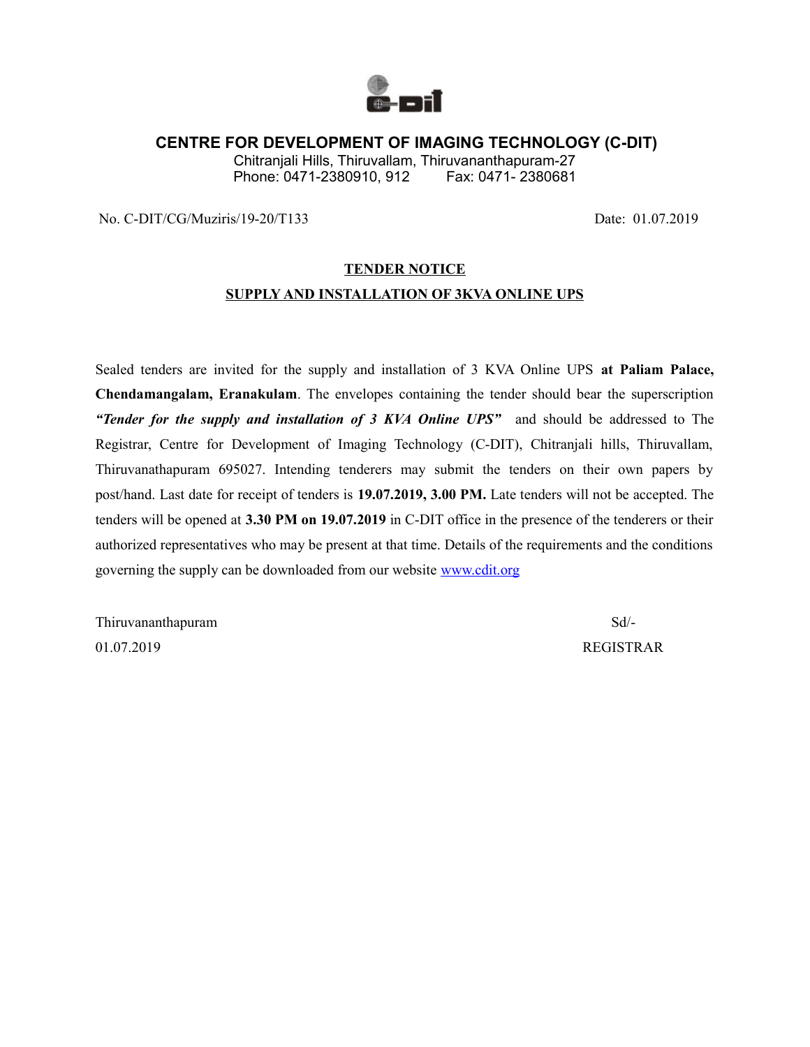# CENTRE FOR DEVELOPMENT OF IMAGING TECHNOLOGY (C-DIT)

Chitranjali Hills, Thiruvallam, Thiruvananthapuram-27
Phone: 0471-2380910, 912    Fax: 0471- 2380681

No. C-DIT/CG/Muziris/19-20/T133    Date: 01.07.2019

## TENDER NOTICE

## SUPPLY AND INSTALLATION OF 3KVA ONLINE UPS

Sealed tenders are invited for the supply and installation of 3 KVA Online UPS **at Paliam Palace, Chendamangalam, Eranakulam**. The envelopes containing the tender should bear the superscription ***"Tender for the supply and installation of 3 KVA Online UPS"*** and should be addressed to The Registrar, Centre for Development of Imaging Technology (C-DIT), Chitranjali hills, Thiruvallam, Thiruvanathapuram 695027. Intending tenderers may submit the tenders on their own papers by post/hand. Last date for receipt of tenders is **19.07.2019, 3.00 PM.** Late tenders will not be accepted. The tenders will be opened at **3.30 PM on 19.07.2019** in C-DIT office in the presence of the tenderers or their authorized representatives who may be present at that time. Details of the requirements and the conditions governing the supply can be downloaded from our website [www.cdit.org](http://www.cdit.org)

Thiruvananthapuram    Sd/-
01.07.2019    REGISTRAR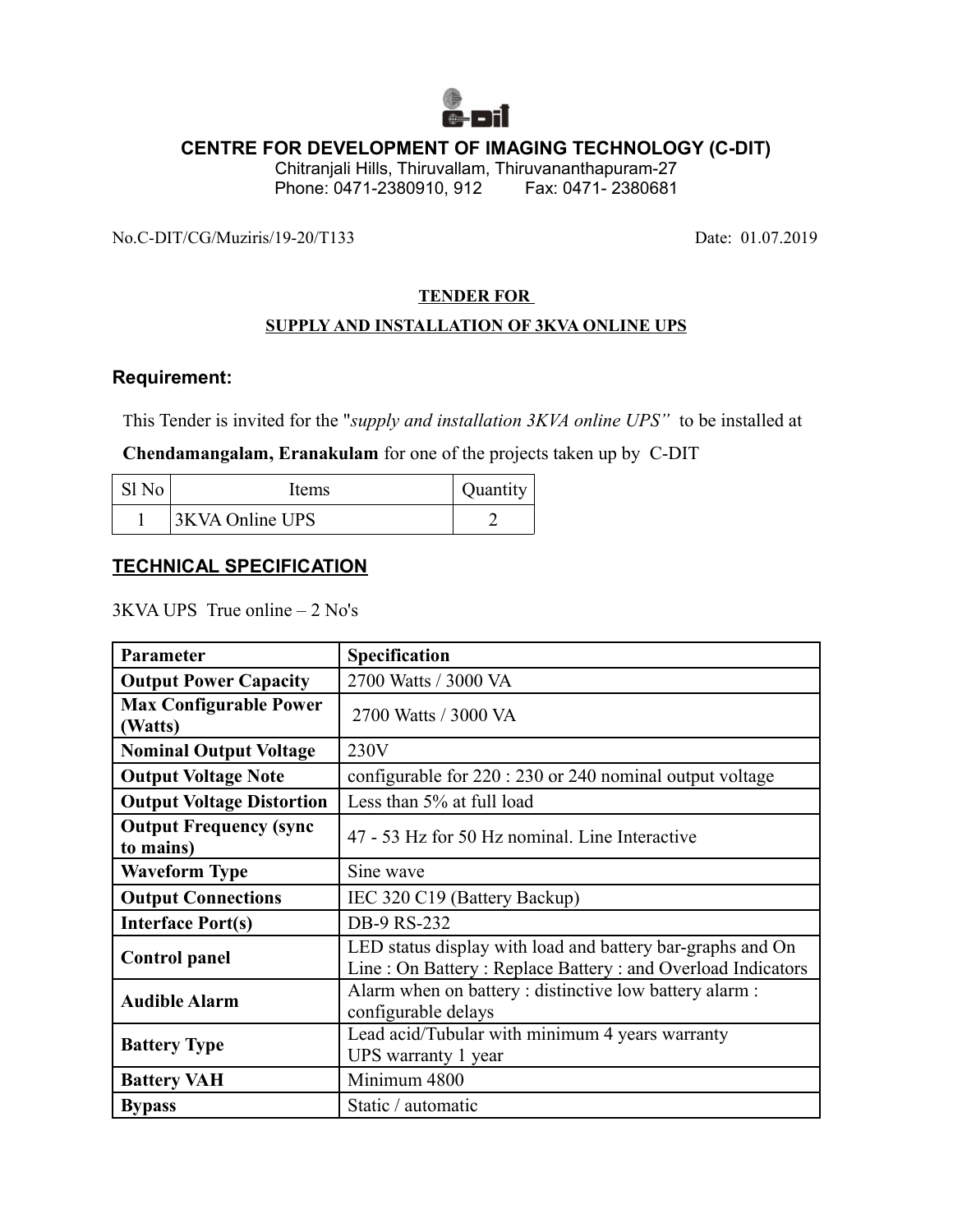# CENTRE FOR DEVELOPMENT OF IMAGING TECHNOLOGY (C-DIT)

Chitranjali Hills, Thiruvallam, Thiruvananthapuram-27
Phone: 0471-2380910, 912 Fax: 0471- 2380681

No.C-DIT/CG/Muziris/19-20/T133 Date: 01.07.2019

**TENDER FOR**

**SUPPLY AND INSTALLATION OF 3KVA ONLINE UPS**

## Requirement:

This Tender is invited for the "*supply and installation 3KVA online UPS"* to be installed at **Chendamangalam, Eranakulam** for one of the projects taken up by C-DIT

| Sl No | Items | Quantity |
|---|---|---|
| 1 | 3KVA Online UPS | 2 |

## TECHNICAL SPECIFICATION

3KVA UPS True online – 2 No's

| Parameter | Specification |
|---|---|
| **Output Power Capacity** | 2700 Watts / 3000 VA |
| **Max Configurable Power (Watts)** | 2700 Watts / 3000 VA |
| **Nominal Output Voltage** | 230V |
| **Output Voltage Note** | configurable for 220 : 230 or 240 nominal output voltage |
| **Output Voltage Distortion** | Less than 5% at full load |
| **Output Frequency (sync to mains)** | 47 - 53 Hz for 50 Hz nominal. Line Interactive |
| **Waveform Type** | Sine wave |
| **Output Connections** | IEC 320 C19 (Battery Backup) |
| **Interface Port(s)** | DB-9 RS-232 |
| **Control panel** | LED status display with load and battery bar-graphs and On Line : On Battery : Replace Battery : and Overload Indicators |
| **Audible Alarm** | Alarm when on battery : distinctive low battery alarm : configurable delays |
| **Battery Type** | Lead acid/Tubular with minimum 4 years warranty<br>UPS warranty 1 year |
| **Battery VAH** | Minimum 4800 |
| **Bypass** | Static / automatic |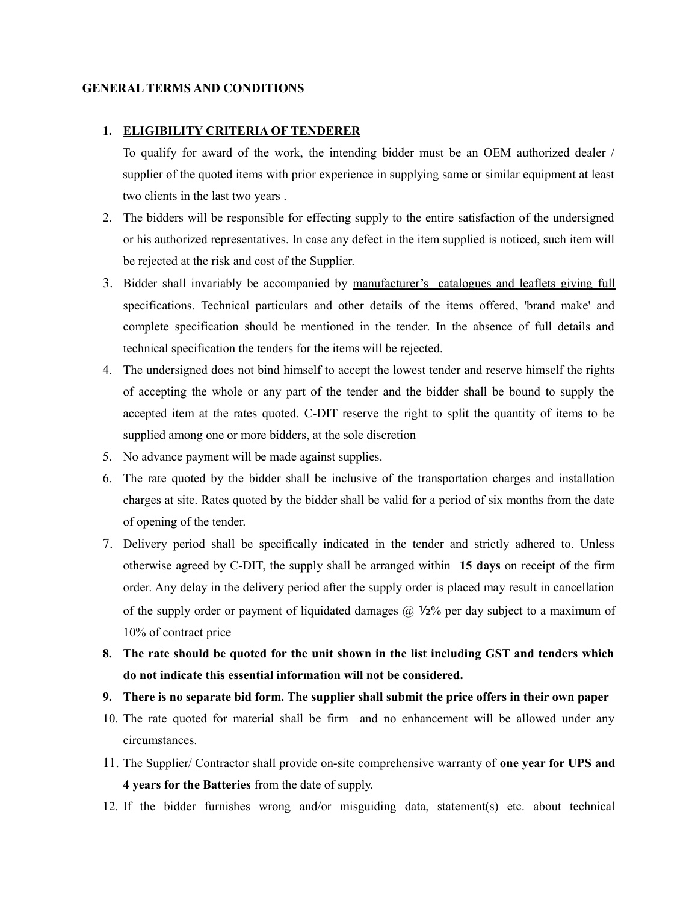## GENERAL TERMS AND CONDITIONS

1. **ELIGIBILIA CRITERIA OF TENDERER**

   To qualify for award of the work, the intending bidder must be an OEM authorized dealer / supplier of the quoted items with prior experience in supplying same or similar equipment at least two clients in the last two years .

2. The bidders will be responsible for effecting supply to the entire satisfaction of the undersigned or his authorized representatives. In case any defect in the item supplied is noticed, such item will be rejected at the risk and cost of the Supplier.
3. Bidder shall invariably be accompanied by manufacturer's catalogues and leaflets giving full specifications. Technical particulars and other details of the items offered, 'brand make' and complete specification should be mentioned in the tender. In the absence of full details and technical specification the tenders for the items will be rejected.
4. The undersigned does not bind himself to accept the lowest tender and reserve himself the rights of accepting the whole or any part of the tender and the bidder shall be bound to supply the accepted item at the rates quoted. C-DIT reserve the right to split the quantity of items to be supplied among one or more bidders, at the sole discretion
5. No advance payment will be made against supplies.
6. The rate quoted by the bidder shall be inclusive of the transportation charges and installation charges at site. Rates quoted by the bidder shall be valid for a period of six months from the date of opening of the tender.
7. Delivery period shall be specifically indicated in the tender and strictly adhered to. Unless otherwise agreed by C-DIT, the supply shall be arranged within **15 days** on receipt of the firm order. Any delay in the delivery period after the supply order is placed may result in cancellation of the supply order or payment of liquidated damages @ ½% per day subject to a maximum of 10% of contract price
8. **The rate should be quoted for the unit shown in the list including GST and tenders which do not indicate this essential information will not be considered.**
9. **There is no separate bid form. The supplier shall submit the price offers in their own paper**
10. The rate quoted for material shall be firm and no enhancement will be allowed under any circumstances.
11. The Supplier/ Contractor shall provide on-site comprehensive warranty of **one year for UPS and 4 years for the Batteries** from the date of supply.
12. If the bidder furnishes wrong and/or misguiding data, statement(s) etc. about technical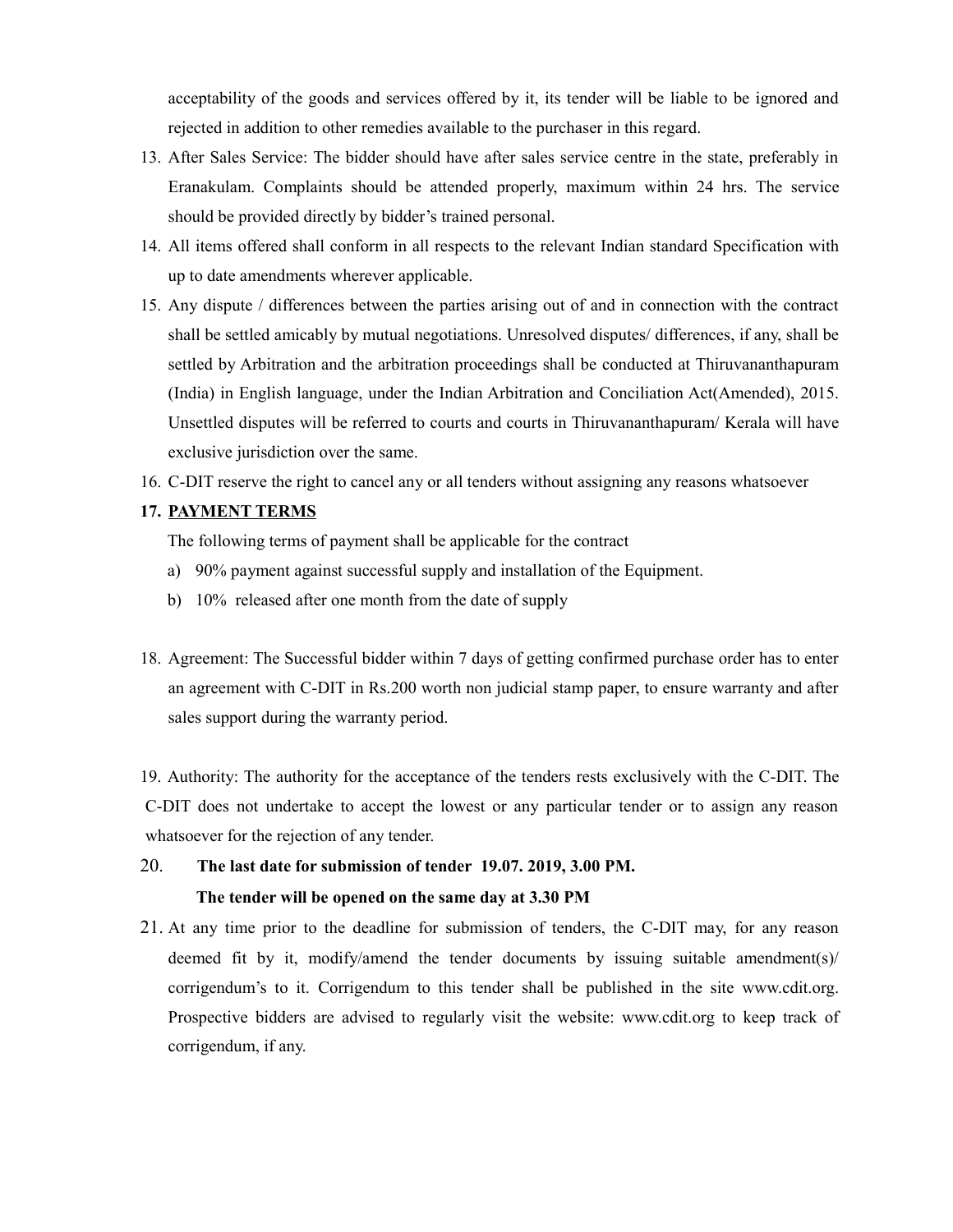acceptability of the goods and services offered by it, its tender will be liable to be ignored and rejected in addition to other remedies available to the purchaser in this regard.

13. After Sales Service: The bidder should have after sales service centre in the state, preferably in Eranakulam. Complaints should be attended properly, maximum within 24 hrs. The service should be provided directly by bidder's trained personal.
14. All items offered shall conform in all respects to the relevant Indian standard Specification with up to date amendments wherever applicable.
15. Any dispute / differences between the parties arising out of and in connection with the contract shall be settled amicably by mutual negotiations. Unresolved disputes/ differences, if any, shall be settled by Arbitration and the arbitration proceedings shall be conducted at Thiruvananthapuram (India) in English language, under the Indian Arbitration and Conciliation Act(Amended), 2015. Unsettled disputes will be referred to courts and courts in Thiruvananthapuram/ Kerala will have exclusive jurisdiction over the same.
16. C-DIT reserve the right to cancel any or all tenders without assigning any reasons whatsoever
17. **PAYMENT TERMS**

    The following terms of payment shall be applicable for the contract

    a) 90% payment against successful supply and installation of the Equipment.
    b) 10% released after one month from the date of supply

18. Agreement: The Successful bidder within 7 days of getting confirmed purchase order has to enter an agreement with C-DIT in Rs.200 worth non judicial stamp paper, to ensure warranty and after sales support during the warranty period.

19. Authority: The authority for the acceptance of the tenders rests exclusively with the C-DIT. The C-DIT does not undertake to accept the lowest or any particular tender or to assign any reason whatsoever for the rejection of any tender.

20. **The last date for submission of tender 19.07. 2019, 3.00 PM.**

    **The tender will be opened on the same day at 3.30 PM**

21. At any time prior to the deadline for submission of tenders, the C-DIT may, for any reason deemed fit by it, modify/amend the tender documents by issuing suitable amendment(s)/ corrigendum's to it. Corrigendum to this tender shall be published in the site www.cdit.org. Prospective bidders are advised to regularly visit the website: www.cdit.org to keep track of corrigendum, if any.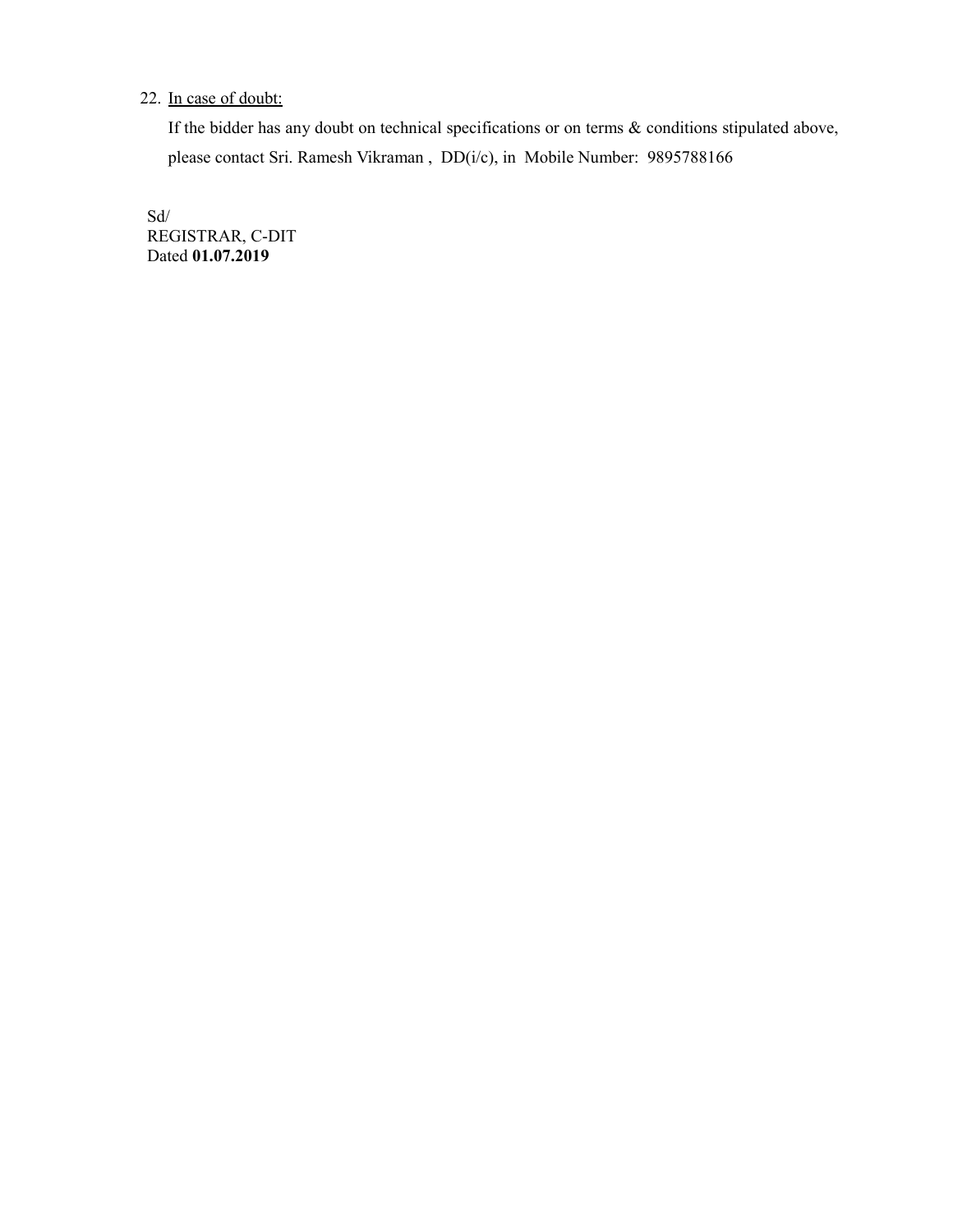22. <u>In case of doubt:</u>

    If the bidder has any doubt on technical specifications or on terms & conditions stipulated above, please contact Sri. Ramesh Vikraman , DD(i/c), in Mobile Number: 9895788166

Sd/
REGISTRAR, C-DIT
Dated **01.07.2019**